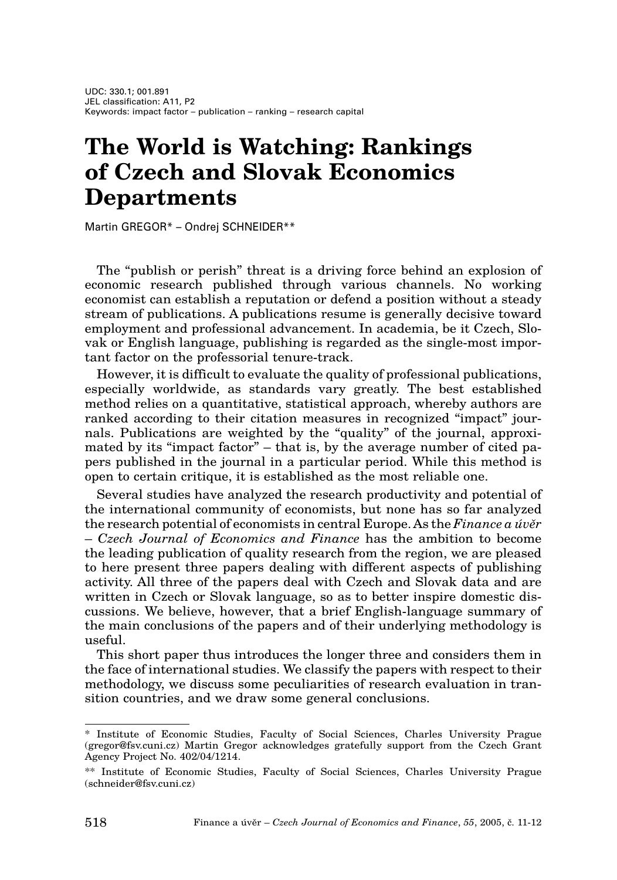UDC: 330.1; 001.891
JEL classification: A11, P2
Keywords: impact factor – publication – ranking – research capital

# The World is Watching: Rankings of Czech and Slovak Economics Departments

Martin GREGOR* – Ondrej SCHNEIDER**

The "publish or perish" threat is a driving force behind an explosion of economic research published through various channels. No working economist can establish a reputation or defend a position without a steady stream of publications. A publications resume is generally decisive toward employment and professional advancement. In academia, be it Czech, Slovak or English language, publishing is regarded as the single-most important factor on the professorial tenure-track.

However, it is difficult to evaluate the quality of professional publications, especially worldwide, as standards vary greatly. The best established method relies on a quantitative, statistical approach, whereby authors are ranked according to their citation measures in recognized "impact" journals. Publications are weighted by the "quality" of the journal, approximated by its "impact factor" – that is, by the average number of cited papers published in the journal in a particular period. While this method is open to certain critique, it is established as the most reliable one.

Several studies have analyzed the research productivity and potential of the international community of economists, but none has so far analyzed the research potential of economists in central Europe. As the *Finance a úvěr – Czech Journal of Economics and Finance* has the ambition to become the leading publication of quality research from the region, we are pleased to here present three papers dealing with different aspects of publishing activity. All three of the papers deal with Czech and Slovak data and are written in Czech or Slovak language, so as to better inspire domestic discussions. We believe, however, that a brief English-language summary of the main conclusions of the papers and of their underlying methodology is useful.

This short paper thus introduces the longer three and considers them in the face of international studies. We classify the papers with respect to their methodology, we discuss some peculiarities of research evaluation in transition countries, and we draw some general conclusions.

---

\* Institute of Economic Studies, Faculty of Social Sciences, Charles University Prague (gregor@fsv.cuni.cz) Martin Gregor acknowledges gratefully support from the Czech Grant Agency Project No. 402/04/1214.

\*\* Institute of Economic Studies, Faculty of Social Sciences, Charles University Prague (schneider@fsv.cuni.cz)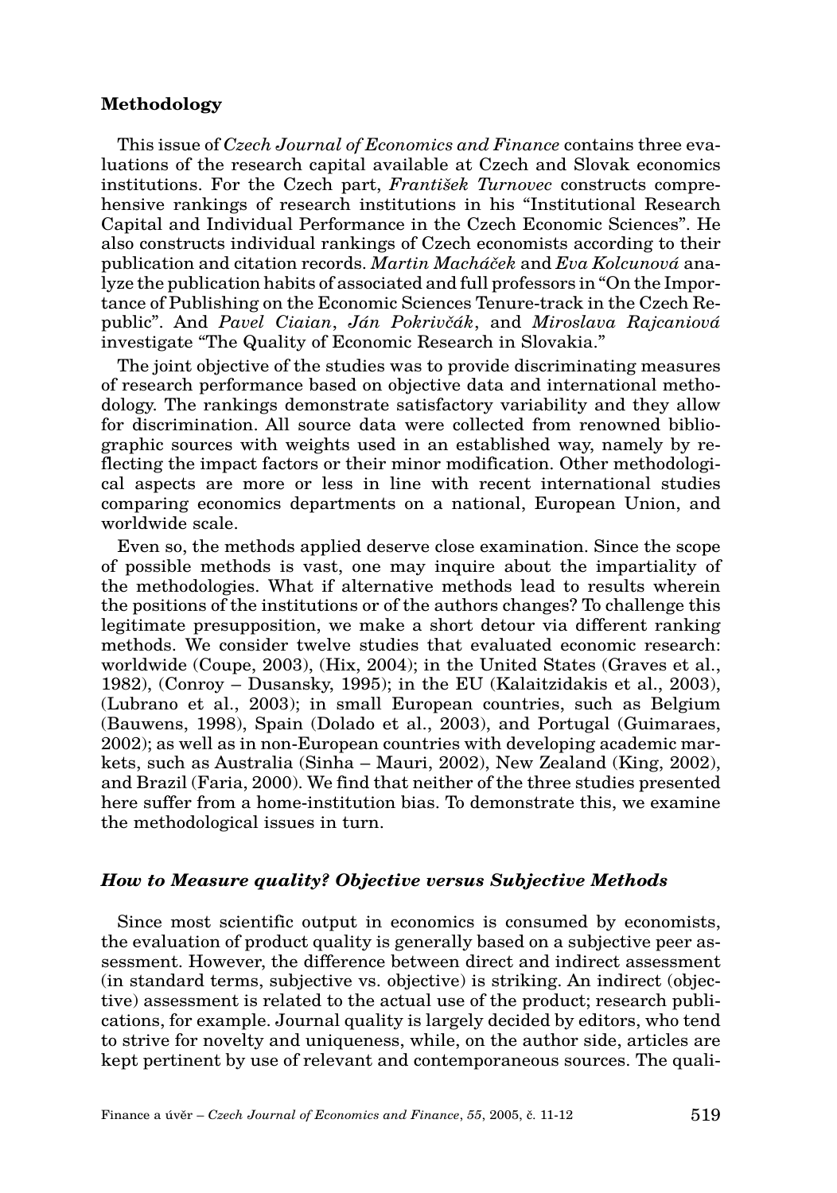## Methodology

This issue of *Czech Journal of Economics and Finance* contains three evaluations of the research capital available at Czech and Slovak economics institutions. For the Czech part, *František Turnovec* constructs comprehensive rankings of research institutions in his "Institutional Research Capital and Individual Performance in the Czech Economic Sciences". He also constructs individual rankings of Czech economists according to their publication and citation records. *Martin Macháček* and *Eva Kolcunová* analyze the publication habits of associated and full professors in "On the Importance of Publishing on the Economic Sciences Tenure-track in the Czech Republic". And *Pavel Ciaian*, *Ján Pokrivčák*, and *Miroslava Rajcaniová* investigate "The Quality of Economic Research in Slovakia."

The joint objective of the studies was to provide discriminating measures of research performance based on objective data and international methodology. The rankings demonstrate satisfactory variability and they allow for discrimination. All source data were collected from renowned bibliographic sources with weights used in an established way, namely by reflecting the impact factors or their minor modification. Other methodological aspects are more or less in line with recent international studies comparing economics departments on a national, European Union, and worldwide scale.

Even so, the methods applied deserve close examination. Since the scope of possible methods is vast, one may inquire about the impartiality of the methodologies. What if alternative methods lead to results wherein the positions of the institutions or of the authors changes? To challenge this legitimate presupposition, we make a short detour via different ranking methods. We consider twelve studies that evaluated economic research: worldwide (Coupe, 2003), (Hix, 2004); in the United States (Graves et al., 1982), (Conroy – Dusansky, 1995); in the EU (Kalaitzidakis et al., 2003), (Lubrano et al., 2003); in small European countries, such as Belgium (Bauwens, 1998), Spain (Dolado et al., 2003), and Portugal (Guimaraes, 2002); as well as in non-European countries with developing academic markets, such as Australia (Sinha – Mauri, 2002), New Zealand (King, 2002), and Brazil (Faria, 2000). We find that neither of the three studies presented here suffer from a home-institution bias. To demonstrate this, we examine the methodological issues in turn.

### *How to Measure quality? Objective versus Subjective Methods*

Since most scientific output in economics is consumed by economists, the evaluation of product quality is generally based on a subjective peer assessment. However, the difference between direct and indirect assessment (in standard terms, subjective vs. objective) is striking. An indirect (objective) assessment is related to the actual use of the product; research publications, for example. Journal quality is largely decided by editors, who tend to strive for novelty and uniqueness, while, on the author side, articles are kept pertinent by use of relevant and contemporaneous sources. The quali-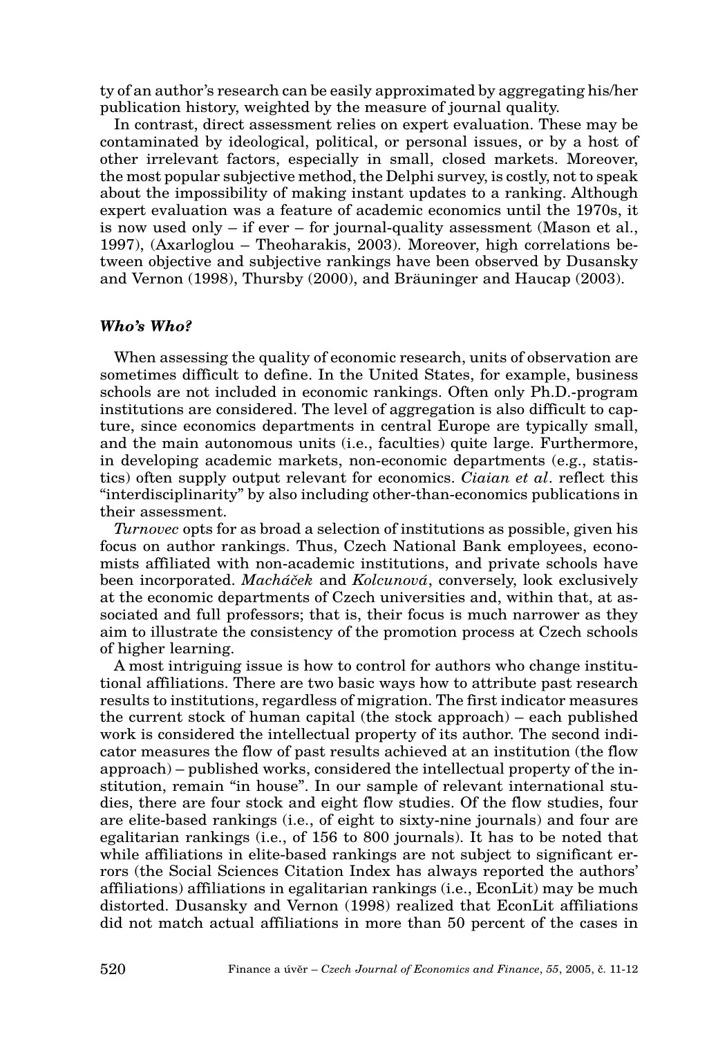ty of an author's research can be easily approximated by aggregating his/her publication history, weighted by the measure of journal quality.

In contrast, direct assessment relies on expert evaluation. These may be contaminated by ideological, political, or personal issues, or by a host of other irrelevant factors, especially in small, closed markets. Moreover, the most popular subjective method, the Delphi survey, is costly, not to speak about the impossibility of making instant updates to a ranking. Although expert evaluation was a feature of academic economics until the 1970s, it is now used only – if ever – for journal-quality assessment (Mason et al., 1997), (Axarloglou – Theoharakis, 2003). Moreover, high correlations between objective and subjective rankings have been observed by Dusansky and Vernon (1998), Thursby (2000), and Bräuninger and Haucap (2003).

### *Who's Who?*

When assessing the quality of economic research, units of observation are sometimes difficult to define. In the United States, for example, business schools are not included in economic rankings. Often only Ph.D.-program institutions are considered. The level of aggregation is also difficult to capture, since economics departments in central Europe are typically small, and the main autonomous units (i.e., faculties) quite large. Furthermore, in developing academic markets, non-economic departments (e.g., statistics) often supply output relevant for economics. *Ciaian et al*. reflect this "interdisciplinarity" by also including other-than-economics publications in their assessment.

*Turnovec* opts for as broad a selection of institutions as possible, given his focus on author rankings. Thus, Czech National Bank employees, economists affiliated with non-academic institutions, and private schools have been incorporated. *Macháček* and *Kolcunová*, conversely, look exclusively at the economic departments of Czech universities and, within that, at associated and full professors; that is, their focus is much narrower as they aim to illustrate the consistency of the promotion process at Czech schools of higher learning.

A most intriguing issue is how to control for authors who change institutional affiliations. There are two basic ways how to attribute past research results to institutions, regardless of migration. The first indicator measures the current stock of human capital (the stock approach) – each published work is considered the intellectual property of its author. The second indicator measures the flow of past results achieved at an institution (the flow approach) – published works, considered the intellectual property of the institution, remain "in house". In our sample of relevant international studies, there are four stock and eight flow studies. Of the flow studies, four are elite-based rankings (i.e., of eight to sixty-nine journals) and four are egalitarian rankings (i.e., of 156 to 800 journals). It has to be noted that while affiliations in elite-based rankings are not subject to significant errors (the Social Sciences Citation Index has always reported the authors' affiliations) affiliations in egalitarian rankings (i.e., EconLit) may be much distorted. Dusansky and Vernon (1998) realized that EconLit affiliations did not match actual affiliations in more than 50 percent of the cases in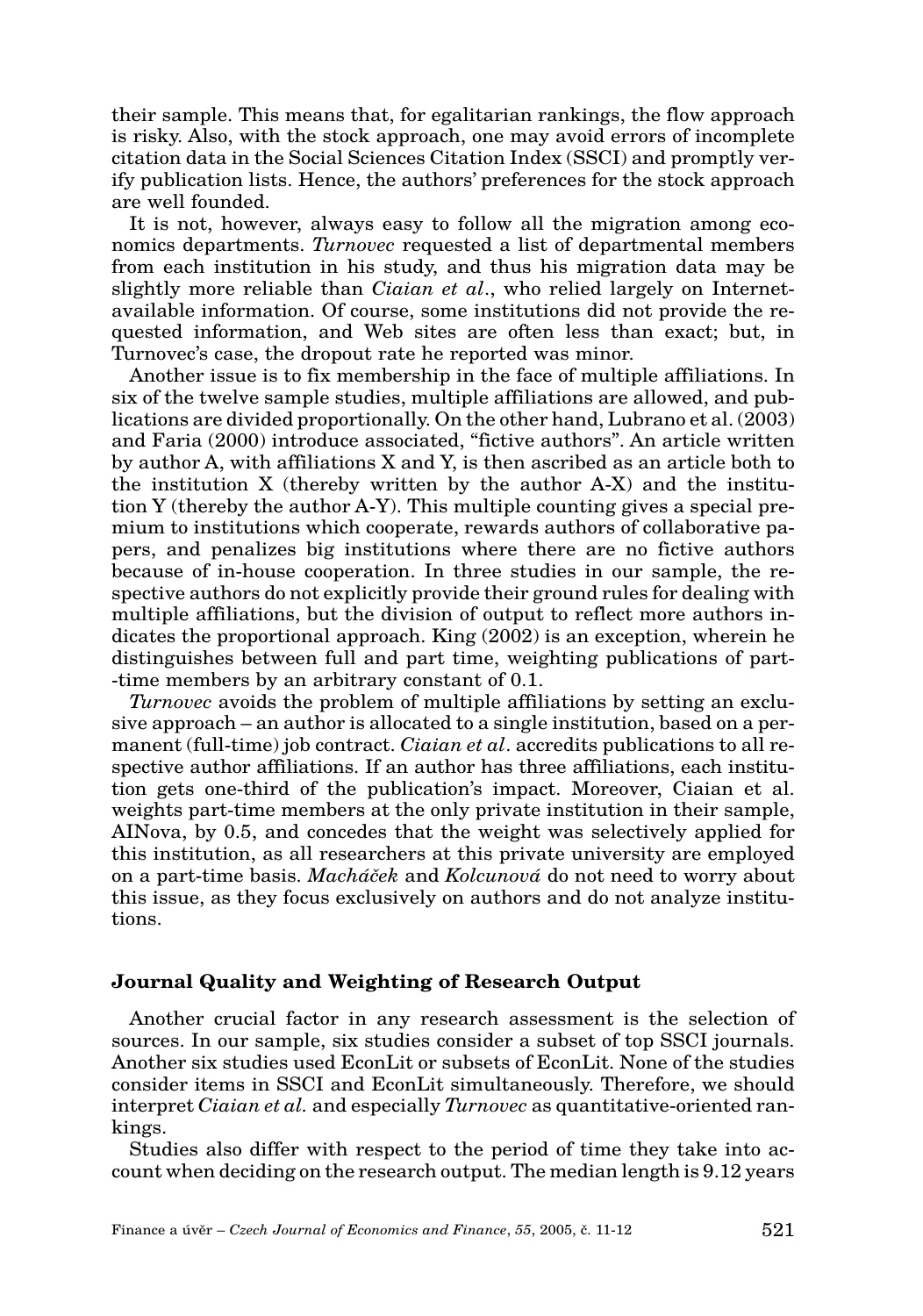their sample. This means that, for egalitarian rankings, the flow approach is risky. Also, with the stock approach, one may avoid errors of incomplete citation data in the Social Sciences Citation Index (SSCI) and promptly verify publication lists. Hence, the authors' preferences for the stock approach are well founded.

It is not, however, always easy to follow all the migration among economics departments. *Turnovec* requested a list of departmental members from each institution in his study, and thus his migration data may be slightly more reliable than *Ciaian et al*., who relied largely on Internet-available information. Of course, some institutions did not provide the requested information, and Web sites are often less than exact; but, in Turnovec's case, the dropout rate he reported was minor.

Another issue is to fix membership in the face of multiple affiliations. In six of the twelve sample studies, multiple affiliations are allowed, and publications are divided proportionally. On the other hand, Lubrano et al. (2003) and Faria (2000) introduce associated, "fictive authors". An article written by author A, with affiliations X and Y, is then ascribed as an article both to the institution X (thereby written by the author A-X) and the institution Y (thereby the author A-Y). This multiple counting gives a special premium to institutions which cooperate, rewards authors of collaborative papers, and penalizes big institutions where there are no fictive authors because of in-house cooperation. In three studies in our sample, the respective authors do not explicitly provide their ground rules for dealing with multiple affiliations, but the division of output to reflect more authors indicates the proportional approach. King (2002) is an exception, wherein he distinguishes between full and part time, weighting publications of part-time members by an arbitrary constant of 0.1.

*Turnovec* avoids the problem of multiple affiliations by setting an exclusive approach – an author is allocated to a single institution, based on a permanent (full-time) job contract. *Ciaian et al*. accredits publications to all respective author affiliations. If an author has three affiliations, each institution gets one-third of the publication's impact. Moreover, Ciaian et al. weights part-time members at the only private institution in their sample, AINova, by 0.5, and concedes that the weight was selectively applied for this institution, as all researchers at this private university are employed on a part-time basis. *Macháček* and *Kolcunová* do not need to worry about this issue, as they focus exclusively on authors and do not analyze institutions.

### Journal Quality and Weighting of Research Output

Another crucial factor in any research assessment is the selection of sources. In our sample, six studies consider a subset of top SSCI journals. Another six studies used EconLit or subsets of EconLit. None of the studies consider items in SSCI and EconLit simultaneously. Therefore, we should interpret *Ciaian et al.* and especially *Turnovec* as quantitative-oriented rankings.

Studies also differ with respect to the period of time they take into account when deciding on the research output. The median length is 9.12 years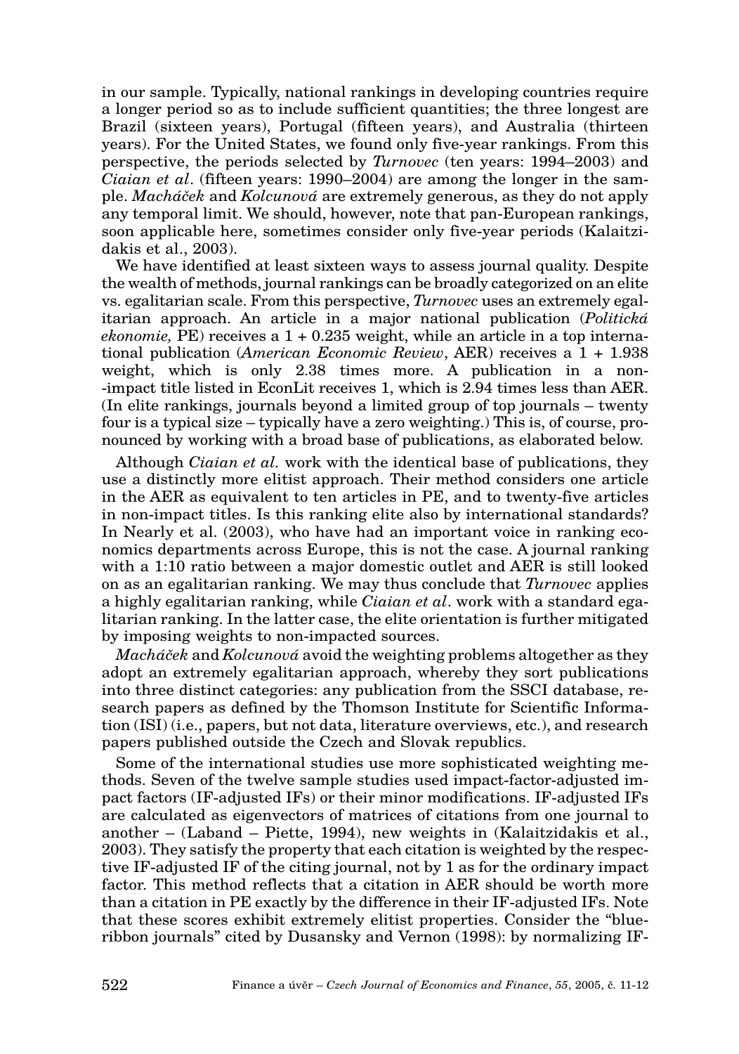in our sample. Typically, national rankings in developing countries require a longer period so as to include sufficient quantities; the three longest are Brazil (sixteen years), Portugal (fifteen years), and Australia (thirteen years). For the United States, we found only five-year rankings. From this perspective, the periods selected by *Turnovec* (ten years: 1994–2003) and *Ciaian et al*. (fifteen years: 1990–2004) are among the longer in the sample. *Macháček* and *Kolcunová* are extremely generous, as they do not apply any temporal limit. We should, however, note that pan-European rankings, soon applicable here, sometimes consider only five-year periods (Kalaitzidakis et al., 2003).

We have identified at least sixteen ways to assess journal quality. Despite the wealth of methods, journal rankings can be broadly categorized on an elite vs. egalitarian scale. From this perspective, *Turnovec* uses an extremely egalitarian approach. An article in a major national publication (*Politická ekonomie,* PE) receives a 1 + 0.235 weight, while an article in a top international publication (*American Economic Review*, AER) receives a 1 + 1.938 weight, which is only 2.38 times more. A publication in a non--impact title listed in EconLit receives 1, which is 2.94 times less than AER. (In elite rankings, journals beyond a limited group of top journals – twenty four is a typical size – typically have a zero weighting.) This is, of course, pronounced by working with a broad base of publications, as elaborated below.

Although *Ciaian et al.* work with the identical base of publications, they use a distinctly more elitist approach. Their method considers one article in the AER as equivalent to ten articles in PE, and to twenty-five articles in non-impact titles. Is this ranking elite also by international standards? In Nearly et al. (2003), who have had an important voice in ranking economics departments across Europe, this is not the case. A journal ranking with a 1:10 ratio between a major domestic outlet and AER is still looked on as an egalitarian ranking. We may thus conclude that *Turnovec* applies a highly egalitarian ranking, while *Ciaian et al*. work with a standard egalitarian ranking. In the latter case, the elite orientation is further mitigated by imposing weights to non-impacted sources.

*Macháček* and *Kolcunová* avoid the weighting problems altogether as they adopt an extremely egalitarian approach, whereby they sort publications into three distinct categories: any publication from the SSCI database, research papers as defined by the Thomson Institute for Scientific Information (ISI) (i.e., papers, but not data, literature overviews, etc.), and research papers published outside the Czech and Slovak republics.

Some of the international studies use more sophisticated weighting methods. Seven of the twelve sample studies used impact-factor-adjusted impact factors (IF-adjusted IFs) or their minor modifications. IF-adjusted IFs are calculated as eigenvectors of matrices of citations from one journal to another – (Laband – Piette, 1994), new weights in (Kalaitzidakis et al., 2003). They satisfy the property that each citation is weighted by the respective IF-adjusted IF of the citing journal, not by 1 as for the ordinary impact factor. This method reflects that a citation in AER should be worth more than a citation in PE exactly by the difference in their IF-adjusted IFs. Note that these scores exhibit extremely elitist properties. Consider the "blue-ribbon journals" cited by Dusansky and Vernon (1998): by normalizing IF-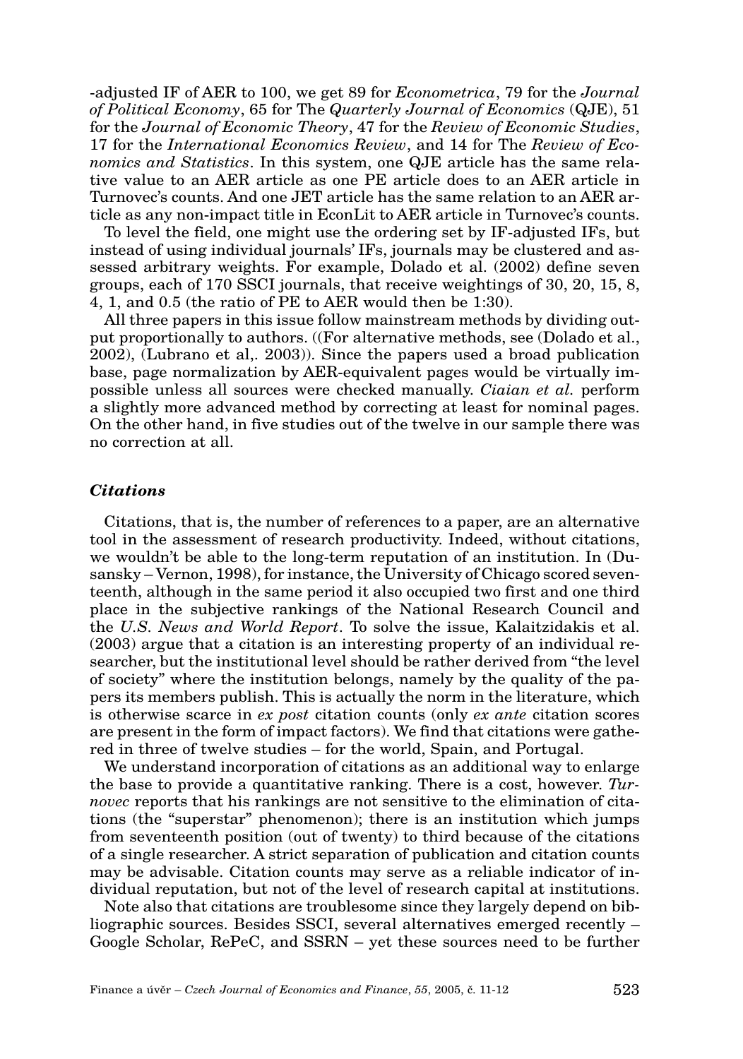-adjusted IF of AER to 100, we get 89 for *Econometrica*, 79 for the *Journal of Political Economy*, 65 for The *Quarterly Journal of Economics* (QJE), 51 for the *Journal of Economic Theory*, 47 for the *Review of Economic Studies*, 17 for the *International Economics Review*, and 14 for The *Review of Economics and Statistics*. In this system, one QJE article has the same relative value to an AER article as one PE article does to an AER article in Turnovec's counts. And one JET article has the same relation to an AER article as any non-impact title in EconLit to AER article in Turnovec's counts.

To level the field, one might use the ordering set by IF-adjusted IFs, but instead of using individual journals' IFs, journals may be clustered and assessed arbitrary weights. For example, Dolado et al. (2002) define seven groups, each of 170 SSCI journals, that receive weightings of 30, 20, 15, 8, 4, 1, and 0.5 (the ratio of PE to AER would then be 1:30).

All three papers in this issue follow mainstream methods by dividing output proportionally to authors. ((For alternative methods, see (Dolado et al., 2002), (Lubrano et al,. 2003)). Since the papers used a broad publication base, page normalization by AER-equivalent pages would be virtually impossible unless all sources were checked manually. *Ciaian et al.* perform a slightly more advanced method by correcting at least for nominal pages. On the other hand, in five studies out of the twelve in our sample there was no correction at all.

### *Citations*

Citations, that is, the number of references to a paper, are an alternative tool in the assessment of research productivity. Indeed, without citations, we wouldn't be able to the long-term reputation of an institution. In (Dusansky – Vernon, 1998), for instance, the University of Chicago scored seventeenth, although in the same period it also occupied two first and one third place in the subjective rankings of the National Research Council and the *U.S. News and World Report*. To solve the issue, Kalaitzidakis et al. (2003) argue that a citation is an interesting property of an individual researcher, but the institutional level should be rather derived from "the level of society" where the institution belongs, namely by the quality of the papers its members publish. This is actually the norm in the literature, which is otherwise scarce in *ex post* citation counts (only *ex ante* citation scores are present in the form of impact factors). We find that citations were gathered in three of twelve studies – for the world, Spain, and Portugal.

We understand incorporation of citations as an additional way to enlarge the base to provide a quantitative ranking. There is a cost, however. *Turnovec* reports that his rankings are not sensitive to the elimination of citations (the "superstar" phenomenon); there is an institution which jumps from seventeenth position (out of twenty) to third because of the citations of a single researcher. A strict separation of publication and citation counts may be advisable. Citation counts may serve as a reliable indicator of individual reputation, but not of the level of research capital at institutions.

Note also that citations are troublesome since they largely depend on bibliographic sources. Besides SSCI, several alternatives emerged recently – Google Scholar, RePeC, and SSRN – yet these sources need to be further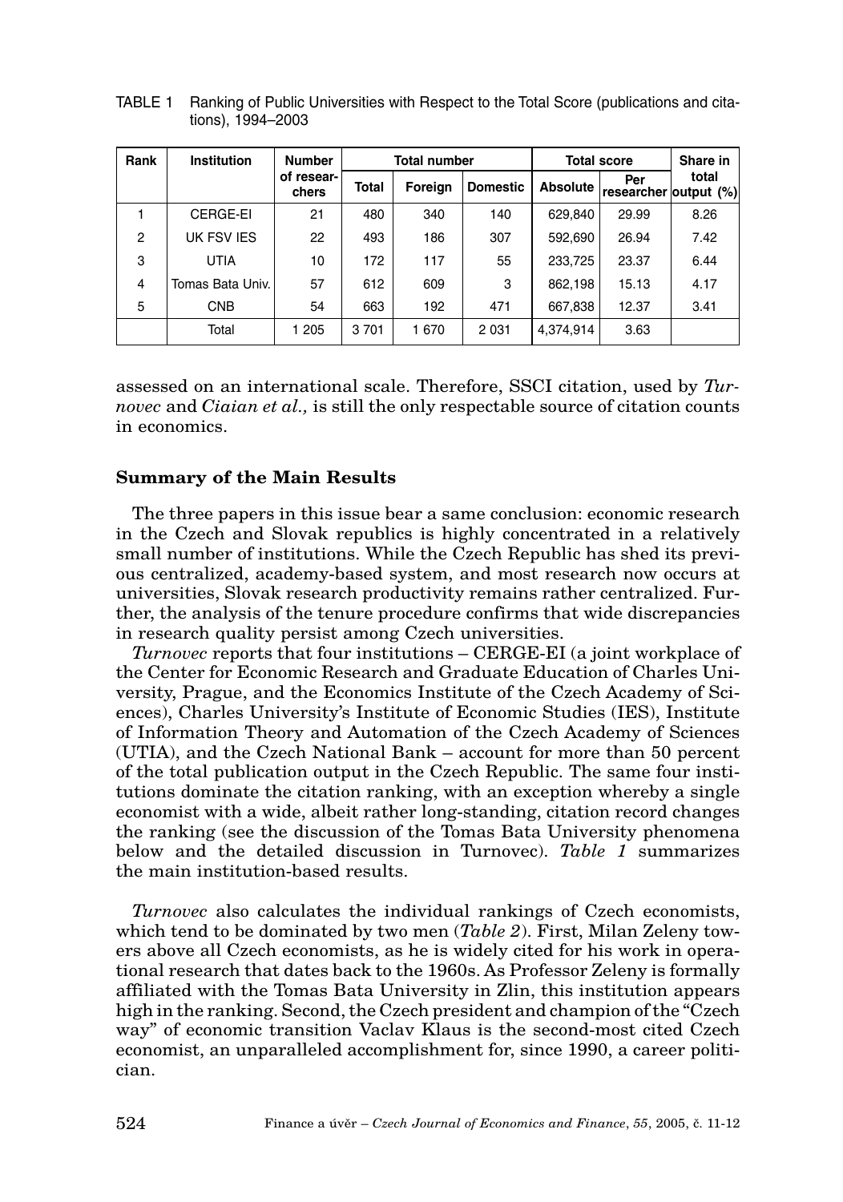TABLE 1 Ranking of Public Universities with Respect to the Total Score (publications and citations), 1994–2003

| Rank | Institution | Number of researchers | Total number | | | Total score | | Share in total output (%) |
|---|---|---|---|---|---|---|---|---|
| | | | Total | Foreign | Domestic | Absolute | Per researcher | |
| 1 | CERGE-EI | 21 | 480 | 340 | 140 | 629,840 | 29.99 | 8.26 |
| 2 | UK FSV IES | 22 | 493 | 186 | 307 | 592,690 | 26.94 | 7.42 |
| 3 | UTIA | 10 | 172 | 117 | 55 | 233,725 | 23.37 | 6.44 |
| 4 | Tomas Bata Univ. | 57 | 612 | 609 | 3 | 862,198 | 15.13 | 4.17 |
| 5 | CNB | 54 | 663 | 192 | 471 | 667,838 | 12.37 | 3.41 |
| | Total | 1 205 | 3 701 | 1 670 | 2 031 | 4,374,914 | 3.63 | |

assessed on an international scale. Therefore, SSCI citation, used by *Turnovec* and *Ciaian et al.,* is still the only respectable source of citation counts in economics.

## Summary of the Main Results

The three papers in this issue bear a same conclusion: economic research in the Czech and Slovak republics is highly concentrated in a relatively small number of institutions. While the Czech Republic has shed its previous centralized, academy-based system, and most research now occurs at universities, Slovak research productivity remains rather centralized. Further, the analysis of the tenure procedure confirms that wide discrepancies in research quality persist among Czech universities.

*Turnovec* reports that four institutions – CERGE-EI (a joint workplace of the Center for Economic Research and Graduate Education of Charles University, Prague, and the Economics Institute of the Czech Academy of Sciences), Charles University's Institute of Economic Studies (IES), Institute of Information Theory and Automation of the Czech Academy of Sciences (UTIA), and the Czech National Bank – account for more than 50 percent of the total publication output in the Czech Republic. The same four institutions dominate the citation ranking, with an exception whereby a single economist with a wide, albeit rather long-standing, citation record changes the ranking (see the discussion of the Tomas Bata University phenomena below and the detailed discussion in Turnovec). *Table 1* summarizes the main institution-based results.

*Turnovec* also calculates the individual rankings of Czech economists, which tend to be dominated by two men (*Table 2*). First, Milan Zeleny towers above all Czech economists, as he is widely cited for his work in operational research that dates back to the 1960s. As Professor Zeleny is formally affiliated with the Tomas Bata University in Zlin, this institution appears high in the ranking. Second, the Czech president and champion of the "Czech way" of economic transition Vaclav Klaus is the second-most cited Czech economist, an unparalleled accomplishment for, since 1990, a career politician.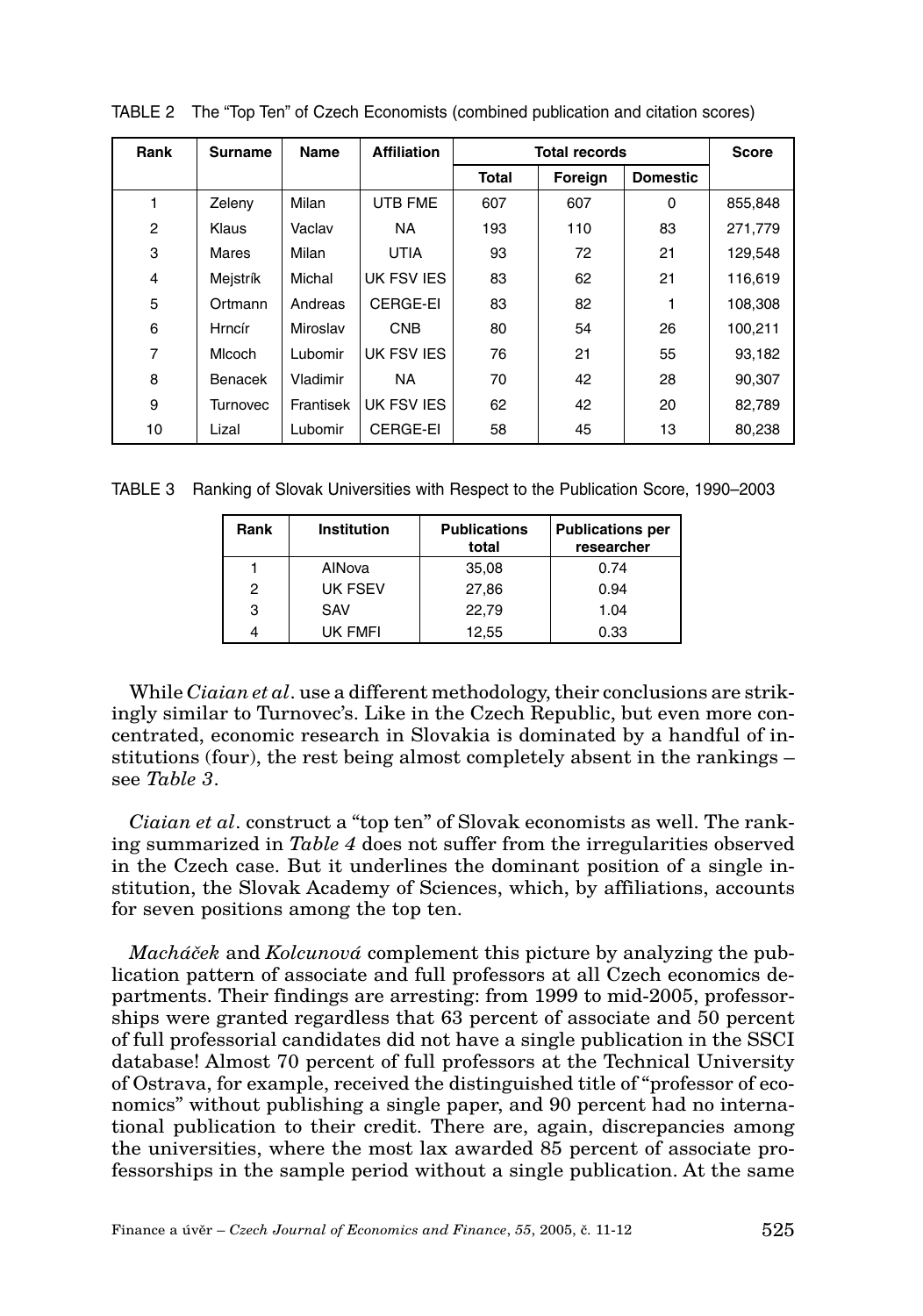TABLE 2 The "Top Ten" of Czech Economists (combined publication and citation scores)

| Rank | Surname | Name | Affiliation | Total records | | | Score |
|---|---|---|---|---|---|---|---|
| | | | | Total | Foreign | Domestic | |
| 1 | Zeleny | Milan | UTB FME | 607 | 607 | 0 | 855,848 |
| 2 | Klaus | Vaclav | NA | 193 | 110 | 83 | 271,779 |
| 3 | Mares | Milan | UTIA | 93 | 72 | 21 | 129,548 |
| 4 | Mejstrík | Michal | UK FSV IES | 83 | 62 | 21 | 116,619 |
| 5 | Ortmann | Andreas | CERGE-EI | 83 | 82 | 1 | 108,308 |
| 6 | Hrncír | Miroslav | CNB | 80 | 54 | 26 | 100,211 |
| 7 | Mlcoch | Lubomir | UK FSV IES | 76 | 21 | 55 | 93,182 |
| 8 | Benacek | Vladimir | NA | 70 | 42 | 28 | 90,307 |
| 9 | Turnovec | Frantisek | UK FSV IES | 62 | 42 | 20 | 82,789 |
| 10 | Lizal | Lubomir | CERGE-EI | 58 | 45 | 13 | 80,238 |

TABLE 3 Ranking of Slovak Universities with Respect to the Publication Score, 1990–2003

| Rank | Institution | Publications total | Publications per researcher |
|---|---|---|---|
| 1 | AINova | 35,08 | 0.74 |
| 2 | UK FSEV | 27,86 | 0.94 |
| 3 | SAV | 22,79 | 1.04 |
| 4 | UK FMFI | 12,55 | 0.33 |

While *Ciaian et al*. use a different methodology, their conclusions are strikingly similar to Turnovec's. Like in the Czech Republic, but even more concentrated, economic research in Slovakia is dominated by a handful of institutions (four), the rest being almost completely absent in the rankings – see *Table 3*.

*Ciaian et al*. construct a "top ten" of Slovak economists as well. The ranking summarized in *Table 4* does not suffer from the irregularities observed in the Czech case. But it underlines the dominant position of a single institution, the Slovak Academy of Sciences, which, by affiliations, accounts for seven positions among the top ten.

*Macháček* and *Kolcunová* complement this picture by analyzing the publication pattern of associate and full professors at all Czech economics departments. Their findings are arresting: from 1999 to mid-2005, professorships were granted regardless that 63 percent of associate and 50 percent of full professorial candidates did not have a single publication in the SSCI database! Almost 70 percent of full professors at the Technical University of Ostrava, for example, received the distinguished title of "professor of economics" without publishing a single paper, and 90 percent had no international publication to their credit. There are, again, discrepancies among the universities, where the most lax awarded 85 percent of associate professorships in the sample period without a single publication. At the same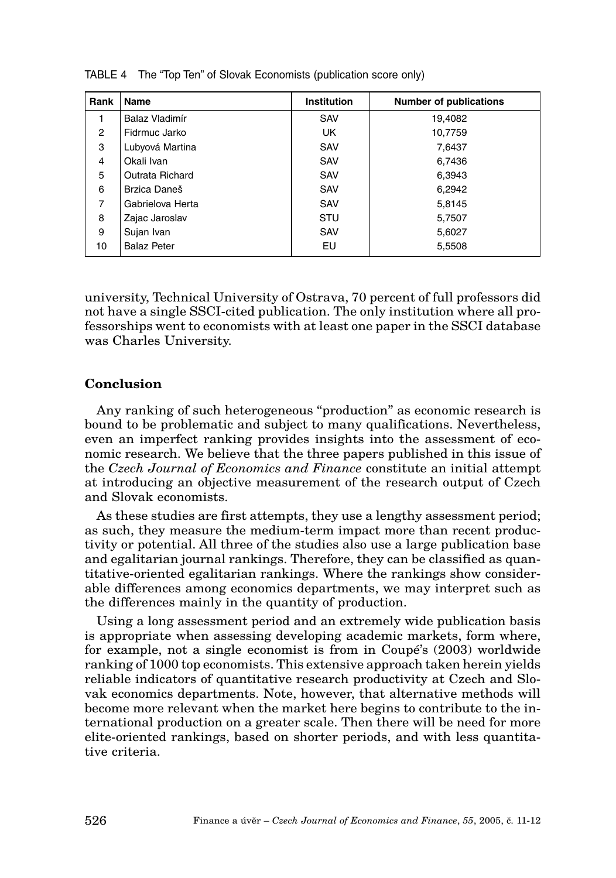TABLE 4 The "Top Ten" of Slovak Economists (publication score only)

| Rank | Name | Institution | Number of publications |
|---|---|---|---|
| 1 | Balaz Vladimír | SAV | 19,4082 |
| 2 | Fidrmuc Jarko | UK | 10,7759 |
| 3 | Lubyová Martina | SAV | 7,6437 |
| 4 | Okali Ivan | SAV | 6,7436 |
| 5 | Outrata Richard | SAV | 6,3943 |
| 6 | Brzica Daneš | SAV | 6,2942 |
| 7 | Gabrielova Herta | SAV | 5,8145 |
| 8 | Zajac Jaroslav | STU | 5,7507 |
| 9 | Sujan Ivan | SAV | 5,6027 |
| 10 | Balaz Peter | EU | 5,5508 |

university, Technical University of Ostrava, 70 percent of full professors did not have a single SSCI-cited publication. The only institution where all professorships went to economists with at least one paper in the SSCI database was Charles University.

## Conclusion

Any ranking of such heterogeneous "production" as economic research is bound to be problematic and subject to many qualifications. Nevertheless, even an imperfect ranking provides insights into the assessment of economic research. We believe that the three papers published in this issue of the *Czech Journal of Economics and Finance* constitute an initial attempt at introducing an objective measurement of the research output of Czech and Slovak economists.

As these studies are first attempts, they use a lengthy assessment period; as such, they measure the medium-term impact more than recent productivity or potential. All three of the studies also use a large publication base and egalitarian journal rankings. Therefore, they can be classified as quantitative-oriented egalitarian rankings. Where the rankings show considerable differences among economics departments, we may interpret such as the differences mainly in the quantity of production.

Using a long assessment period and an extremely wide publication basis is appropriate when assessing developing academic markets, form where, for example, not a single economist is from in Coupé's (2003) worldwide ranking of 1000 top economists. This extensive approach taken herein yields reliable indicators of quantitative research productivity at Czech and Slovak economics departments. Note, however, that alternative methods will become more relevant when the market here begins to contribute to the international production on a greater scale. Then there will be need for more elite-oriented rankings, based on shorter periods, and with less quantitative criteria.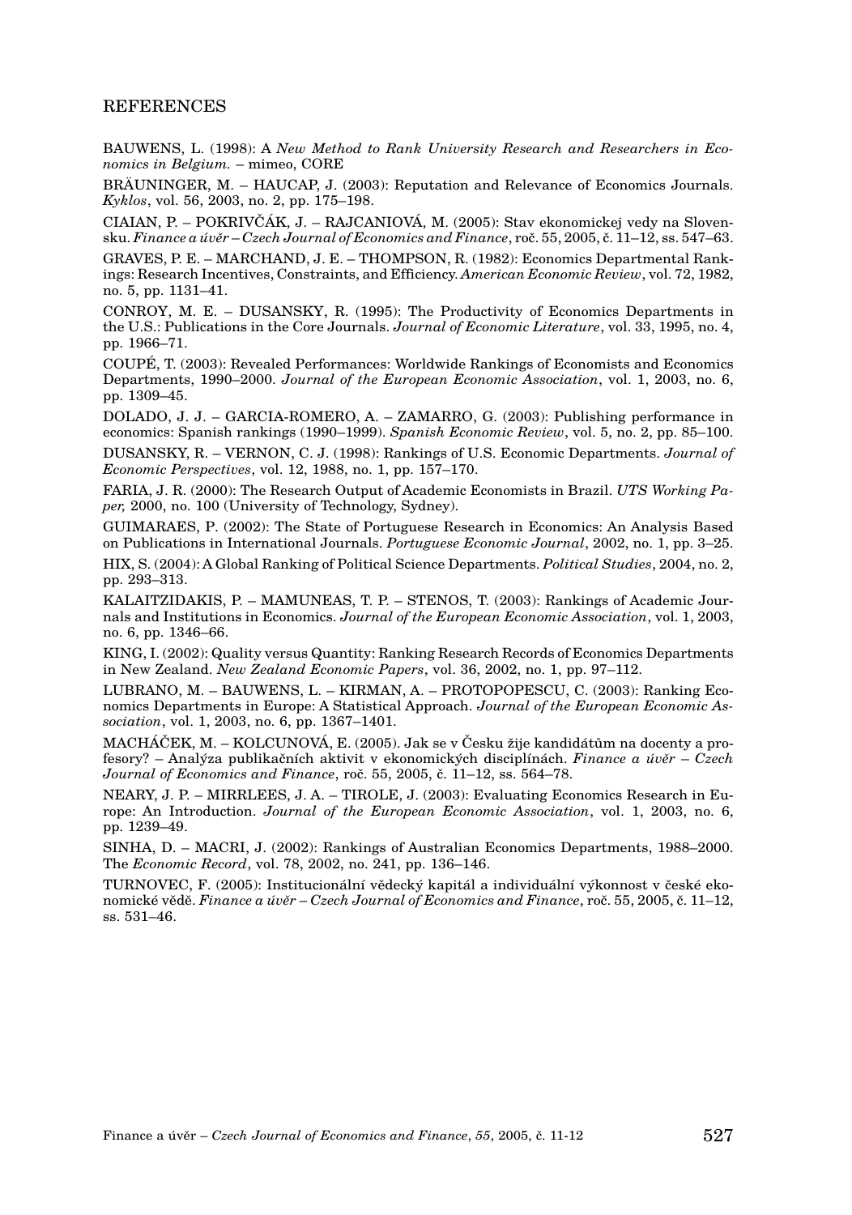## REFERENCES

BAUWENS, L. (1998): A *New Method to Rank University Research and Researchers in Economics in Belgium.* – mimeo, CORE

BRÄUNINGER, M. – HAUCAP, J. (2003): Reputation and Relevance of Economics Journals. *Kyklos*, vol. 56, 2003, no. 2, pp. 175–198.

CIAIAN, P. – POKRIVČÁK, J. – RAJCANIOVÁ, M. (2005): Stav ekonomickej vedy na Slovensku. *Finance a úvěr – Czech Journal of Economics and Finance*, roč. 55, 2005, č. 11–12, ss. 547–63.

GRAVES, P. E. – MARCHAND, J. E. – THOMPSON, R. (1982): Economics Departmental Rankings: Research Incentives, Constraints, and Efficiency. *American Economic Review*, vol. 72, 1982, no. 5, pp. 1131–41.

CONROY, M. E. – DUSANSKY, R. (1995): The Productivity of Economics Departments in the U.S.: Publications in the Core Journals. *Journal of Economic Literature*, vol. 33, 1995, no. 4, pp. 1966–71.

COUPÉ, T. (2003): Revealed Performances: Worldwide Rankings of Economists and Economics Departments, 1990–2000. *Journal of the European Economic Association*, vol. 1, 2003, no. 6, pp. 1309–45.

DOLADO, J. J. – GARCIA-ROMERO, A. – ZAMARRO, G. (2003): Publishing performance in economics: Spanish rankings (1990–1999). *Spanish Economic Review*, vol. 5, no. 2, pp. 85–100.

DUSANSKY, R. – VERNON, C. J. (1998): Rankings of U.S. Economic Departments. *Journal of Economic Perspectives*, vol. 12, 1988, no. 1, pp. 157–170.

FARIA, J. R. (2000): The Research Output of Academic Economists in Brazil. *UTS Working Paper,* 2000, no. 100 (University of Technology, Sydney).

GUIMARAES, P. (2002): The State of Portuguese Research in Economics: An Analysis Based on Publications in International Journals. *Portuguese Economic Journal*, 2002, no. 1, pp. 3–25.

HIX, S. (2004): A Global Ranking of Political Science Departments. *Political Studies*, 2004, no. 2, pp. 293–313.

KALAITZIDAKIS, P. – MAMUNEAS, T. P. – STENOS, T. (2003): Rankings of Academic Journals and Institutions in Economics. *Journal of the European Economic Association*, vol. 1, 2003, no. 6, pp. 1346–66.

KING, I. (2002): Quality versus Quantity: Ranking Research Records of Economics Departments in New Zealand. *New Zealand Economic Papers*, vol. 36, 2002, no. 1, pp. 97–112.

LUBRANO, M. – BAUWENS, L. – KIRMAN, A. – PROTOPOPESCU, C. (2003): Ranking Economics Departments in Europe: A Statistical Approach. *Journal of the European Economic Association*, vol. 1, 2003, no. 6, pp. 1367–1401.

MACHÁČEK, M. – KOLCUNOVÁ, E. (2005). Jak se v Česku žije kandidátům na docenty a profesory? – Analýza publikačních aktivit v ekonomických disciplínách. *Finance a úvěr – Czech Journal of Economics and Finance*, roč. 55, 2005, č. 11–12, ss. 564–78.

NEARY, J. P. – MIRRLEES, J. A. – TIROLE, J. (2003): Evaluating Economics Research in Europe: An Introduction. *Journal of the European Economic Association*, vol. 1, 2003, no. 6, pp. 1239–49.

SINHA, D. – MACRI, J. (2002): Rankings of Australian Economics Departments, 1988–2000. The *Economic Record*, vol. 78, 2002, no. 241, pp. 136–146.

TURNOVEC, F. (2005): Institucionální vědecký kapitál a individuální výkonnost v české ekonomické vědě. *Finance a úvěr – Czech Journal of Economics and Finance*, roč. 55, 2005, č. 11–12, ss. 531–46.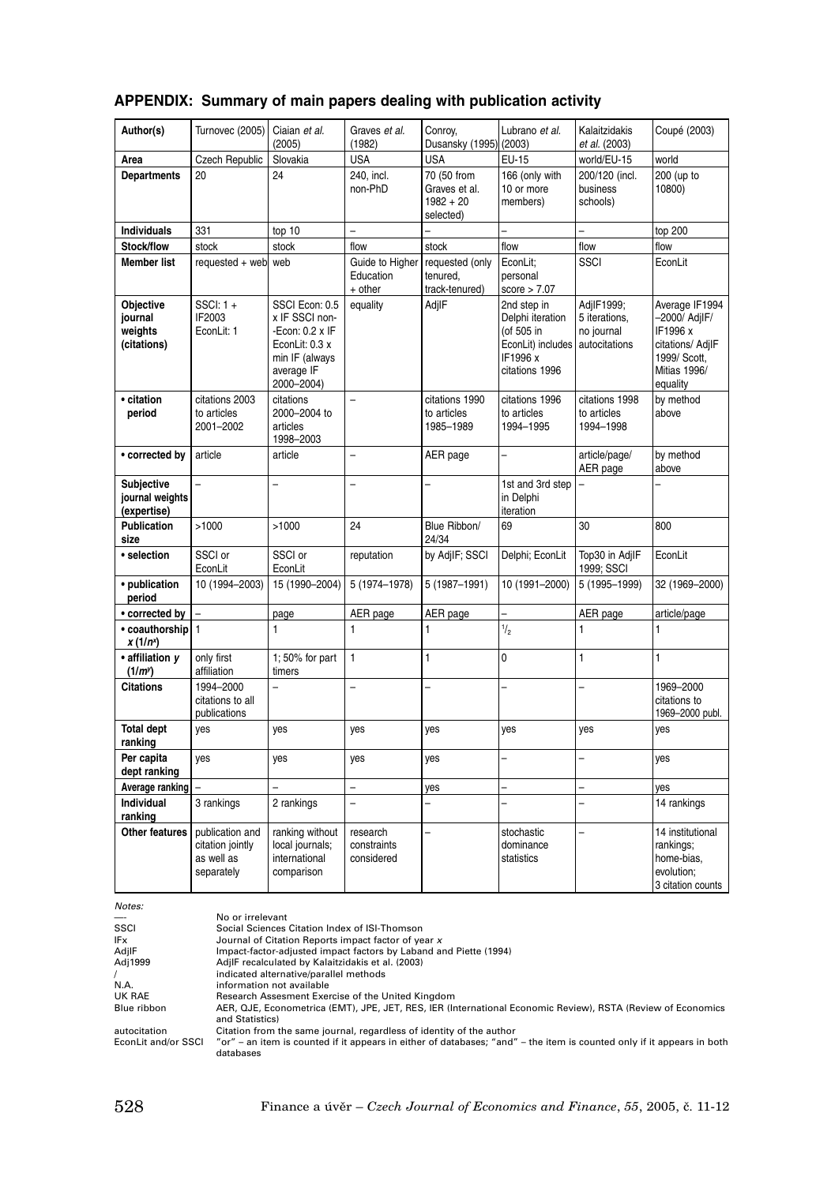## APPENDIX: Summary of main papers dealing with publication activity

| Author(s) | Turnovec (2005) | Ciaian *et al.* (2005) | Graves *et al.* (1982) | Conroy, Dusansky (1995) | Lubrano *et al.* (2003) | Kalaitzidakis *et al.* (2003) | Coupé (2003) |
|---|---|---|---|---|---|---|---|
| **Area** | Czech Republic | Slovakia | USA | USA | EU-15 | world/EU-15 | world |
| **Departments** | 20 | 24 | 240, incl. non-PhD | 70 (50 from Graves et al. 1982 + 20 selected) | 166 (only with 10 or more members) | 200/120 (incl. business schools) | 200 (up to 10800) |
| **Individuals** | 331 | top 10 | – | – | – | – | top 200 |
| **Stock/flow** | stock | stock | flow | stock | flow | flow | flow |
| **Member list** | requested + web | web | Guide to Higher Education + other | requested (only tenured, track-tenured) | EconLit; personal score > 7.07 | SSCI | EconLit |
| **Objective journal weights (citations)** | SSCI: 1 + IF2003 EconLit: 1 | SSCI Econ: 0.5 x IF SSCI non-Econ: 0.2 x IF EconLit: 0.3 x min IF (always average IF 2000–2004) | equality | AdjIF | 2nd step in Delphi iteration (of 505 in EconLit) includes IF1996 x citations 1996 | AdjIF1999; 5 iterations, no journal autocitations | Average IF1994 –2000/ AdjIF/ IF1996 x citations/ AdjIF 1999/ Scott, Mitias 1996/ equality |
| **• citation period** | citations 2003 to articles 2001–2002 | citations 2000–2004 to articles 1998–2003 | – | citations 1990 to articles 1985–1989 | citations 1996 to articles 1994–1995 | citations 1998 to articles 1994–1998 | by method above |
| **• corrected by** | article | article | – | AER page | – | article/page/ AER page | by method above |
| **Subjective journal weights (expertise)** | – | – | – | – | 1st and 3rd step in Delphi iteration | – | – |
| **Publication size** | >1000 | >1000 | 24 | Blue Ribbon/ 24/34 | 69 | 30 | 800 |
| **• selection** | SSCI or EconLit | SSCI or EconLit | reputation | by AdjIF; SSCI | Delphi; EconLit | Top30 in AdjIF 1999; SSCI | EconLit |
| **• publication period** | 10 (1994–2003) | 15 (1990–2004) | 5 (1974–1978) | 5 (1987–1991) | 10 (1991–2000) | 5 (1995–1999) | 32 (1969–2000) |
| **• corrected by** | – | page | AER page | AER page | – | AER page | article/page |
| **• coauthorship $x$ ($1/n^x$)** | 1 | 1 | 1 | 1 | $^1/_2$ | 1 | 1 |
| **• affiliation $y$ ($1/m^y$)** | only first affiliation | 1; 50% for part timers | 1 | 1 | 0 | 1 | 1 |
| **Citations** | 1994–2000 citations to all publications | – | – | – | – | – | 1969–2000 citations to 1969–2000 publ. |
| **Total dept ranking** | yes | yes | yes | yes | yes | yes | yes |
| **Per capita dept ranking** | yes | yes | yes | yes | – | – | yes |
| **Average ranking** | – | – | – | yes | – | – | yes |
| **Individual ranking** | 3 rankings | 2 rankings | – | – | – | – | 14 rankings |
| **Other features** | publication and citation jointly as well as separately | ranking without local journals; international comparison | research constraints considered | – | stochastic dominance statistics | – | 14 institutional rankings; home-bias, evolution; 3 citation counts |

*Notes:*

| | |
|---|---|
| – | No or irrelevant |
| SSCI | Social Sciences Citation Index of ISI-Thomson |
| IFx | Journal of Citation Reports impact factor of year *x* |
| AdjIF | Impact-factor-adjusted impact factors by Laband and Piette (1994) |
| Adj1999 | AdjIF recalculated by Kalaitzidakis et al. (2003) |
| / | indicated alternative/parallel methods |
| N.A. | information not available |
| UK RAE | Research Assesment Exercise of the United Kingdom |
| Blue ribbon | AER, QJE, Econometrica (EMT), JPE, JET, RES, IER (International Economic Review), RSTA (Review of Economics and Statistics) |
| autocitation | Citation from the same journal, regardless of identity of the author |
| EconLit and/or SSCI | "or" – an item is counted if it appears in either of databases; "and" – the item is counted only if it appears in both databases |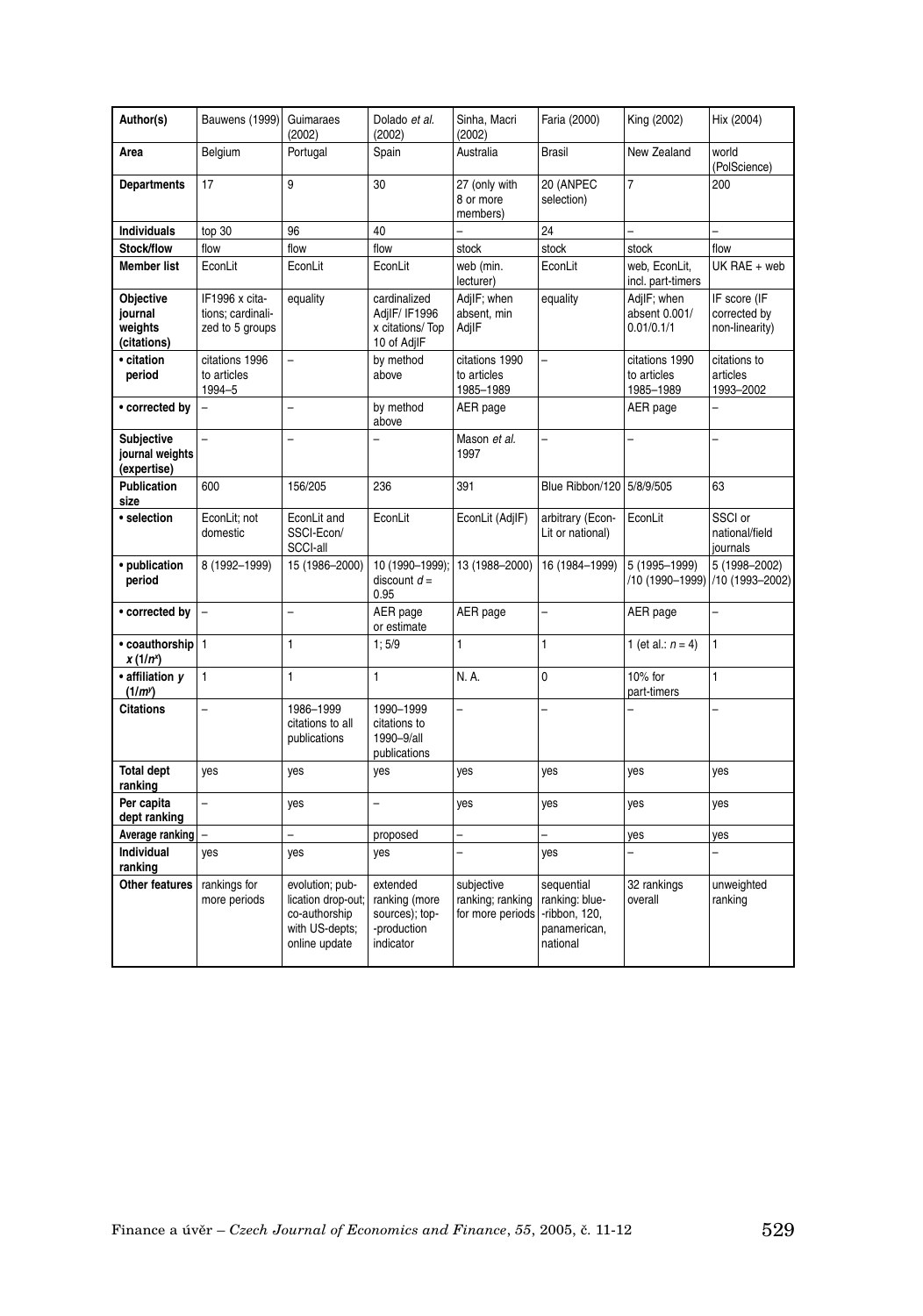| Author(s) | Bauwens (1999) | Guimaraes (2002) | Dolado *et al.* (2002) | Sinha, Macri (2002) | Faria (2000) | King (2002) | Hix (2004) |
|---|---|---|---|---|---|---|---|
| **Area** | Belgium | Portugal | Spain | Australia | Brasil | New Zealand | world (PolScience) |
| **Departments** | 17 | 9 | 30 | 27 (only with 8 or more members) | 20 (ANPEC selection) | 7 | 200 |
| **Individuals** | top 30 | 96 | 40 | – | 24 | – | – |
| **Stock/flow** | flow | flow | flow | stock | stock | stock | flow |
| **Member list** | EconLit | EconLit | EconLit | web (min. lecturer) | EconLit | web, EconLit, incl. part-timers | UK RAE + web |
| **Objective journal weights (citations)** | IF1996 x citations; cardinalized to 5 groups | equality | cardinalized AdjIF/ IF1996 x citations/ Top 10 of AdjIF | AdjIF; when absent, min AdjIF | equality | AdjIF; when absent 0.001/ 0.01/0.1/1 | IF score (IF corrected by non-linearity) |
| **• citation period** | citations 1996 to articles 1994–5 | – | by method above | citations 1990 to articles 1985–1989 | – | citations 1990 to articles 1985–1989 | citations to articles 1993–2002 |
| **• corrected by** | – | – | by method above | AER page | | AER page | – |
| **Subjective journal weights (expertise)** | – | – | – | Mason *et al.* 1997 | – | – | – |
| **Publication size** | 600 | 156/205 | 236 | 391 | Blue Ribbon/120 | 5/8/9/505 | 63 |
| **• selection** | EconLit; not domestic | EconLit and SSCI-Econ/ SCCI-all | EconLit | EconLit (AdjIF) | arbitrary (EconLit or national) | EconLit | SSCI or national/field journals |
| **• publication period** | 8 (1992–1999) | 15 (1986–2000) | 10 (1990–1999); discount $d$ = 0.95 | 13 (1988–2000) | 16 (1984–1999) | 5 (1995–1999) /10 (1990–1999) | 5 (1998–2002) /10 (1993–2002) |
| **• corrected by** | – | – | AER page or estimate | AER page | – | AER page | – |
| **• coauthorship $x$ ($1/n^x$)** | 1 | 1 | 1; 5/9 | 1 | 1 | 1 (et al.: $n = 4$) | 1 |
| **• affiliation $y$ ($1/m^y$)** | 1 | 1 | 1 | N. A. | 0 | 10% for part-timers | 1 |
| **Citations** | – | 1986–1999 citations to all publications | 1990–1999 citations to 1990–9/all publications | – | – | – | – |
| **Total dept ranking** | yes | yes | yes | yes | yes | yes | yes |
| **Per capita dept ranking** | – | yes | – | yes | yes | yes | yes |
| **Average ranking** | – | – | proposed | – | – | yes | yes |
| **Individual ranking** | yes | yes | yes | – | yes | – | – |
| **Other features** | rankings for more periods | evolution; publication drop-out; co-authorship with US-depts; online update | extended ranking (more sources); top-production indicator | subjective ranking; ranking for more periods | sequential ranking: blue-ribbon, 120, panamerican, national | 32 rankings overall | unweighted ranking |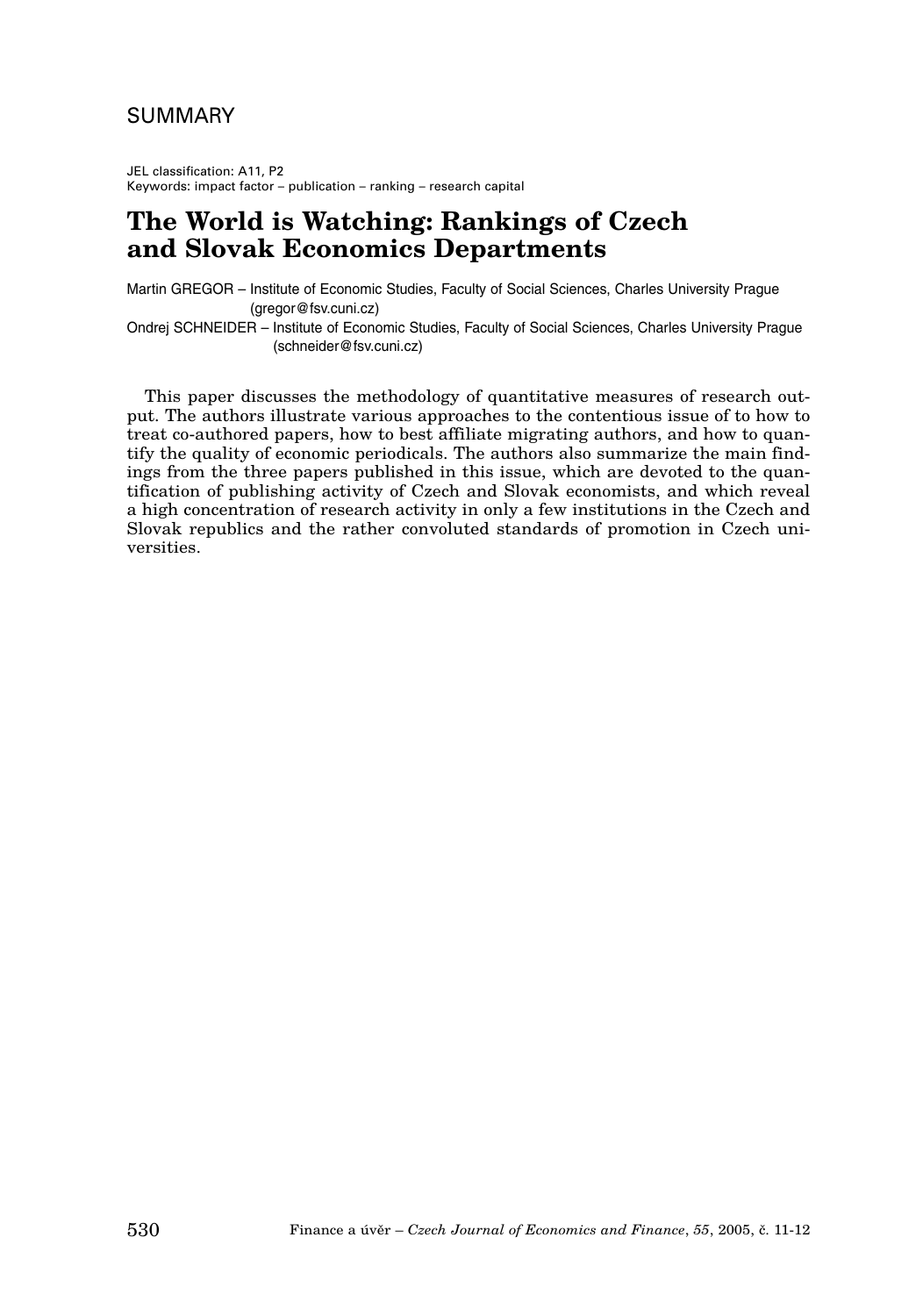## SUMMARY

JEL classification: A11, P2
Keywords: impact factor – publication – ranking – research capital

# The World is Watching: Rankings of Czech and Slovak Economics Departments

Martin GREGOR – Institute of Economic Studies, Faculty of Social Sciences, Charles University Prague (gregor@fsv.cuni.cz)
Ondrej SCHNEIDER – Institute of Economic Studies, Faculty of Social Sciences, Charles University Prague (schneider@fsv.cuni.cz)

This paper discusses the methodology of quantitative measures of research output. The authors illustrate various approaches to the contentious issue of to how to treat co-authored papers, how to best affiliate migrating authors, and how to quantify the quality of economic periodicals. The authors also summarize the main findings from the three papers published in this issue, which are devoted to the quantification of publishing activity of Czech and Slovak economists, and which reveal a high concentration of research activity in only a few institutions in the Czech and Slovak republics and the rather convoluted standards of promotion in Czech universities.